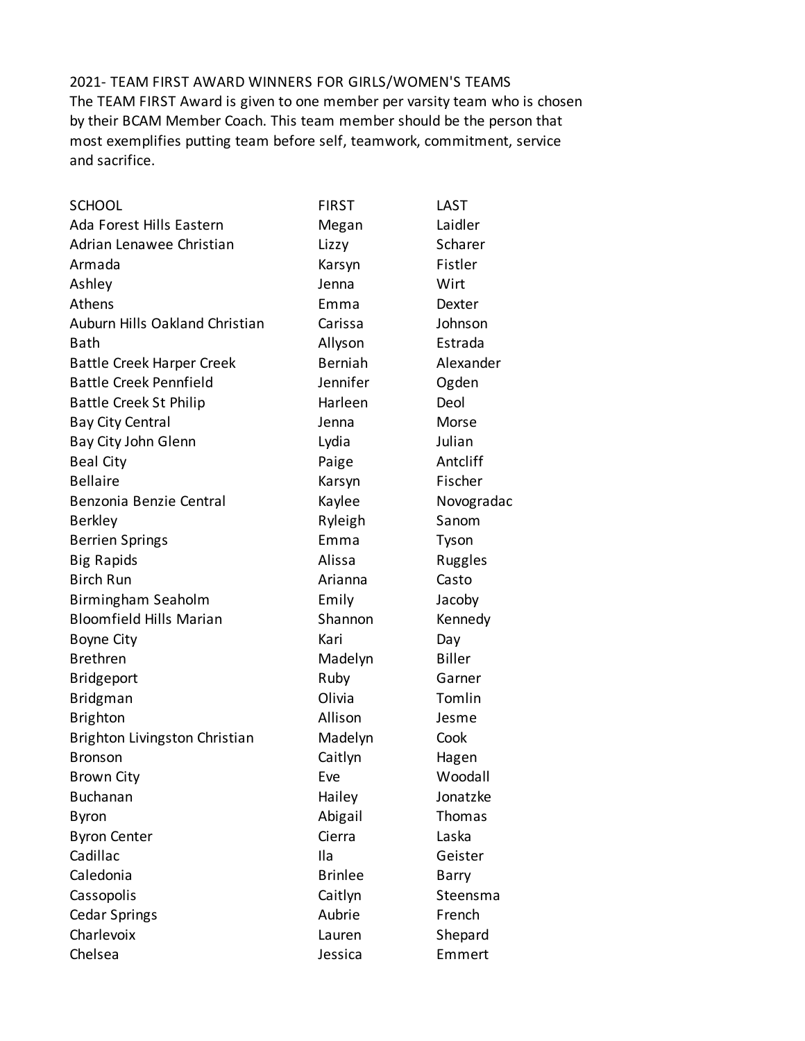2021- TEAM FIRST AWARD WINNERS FOR GIRLS/WOMEN'S TEAMS

The TEAM FIRST Award is given to one member per varsity team who is chosen by their BCAM Member Coach. This team member should be the person that most exemplifies putting team before self, teamwork, commitment, service and sacrifice.

| SCHOOL | FIRST | LAST |
|---|---|---|
| Ada Forest Hills Eastern | Megan | Laidler |
| Adrian Lenawee Christian | Lizzy | Scharer |
| Armada | Karsyn | Fistler |
| Ashley | Jenna | Wirt |
| Athens | Emma | Dexter |
| Auburn Hills Oakland Christian | Carissa | Johnson |
| Bath | Allyson | Estrada |
| Battle Creek Harper Creek | Berniah | Alexander |
| Battle Creek Pennfield | Jennifer | Ogden |
| Battle Creek St Philip | Harleen | Deol |
| Bay City Central | Jenna | Morse |
| Bay City John Glenn | Lydia | Julian |
| Beal City | Paige | Antcliff |
| Bellaire | Karsyn | Fischer |
| Benzonia Benzie Central | Kaylee | Novogradac |
| Berkley | Ryleigh | Sanom |
| Berrien Springs | Emma | Tyson |
| Big Rapids | Alissa | Ruggles |
| Birch Run | Arianna | Casto |
| Birmingham Seaholm | Emily | Jacoby |
| Bloomfield Hills Marian | Shannon | Kennedy |
| Boyne City | Kari | Day |
| Brethren | Madelyn | Biller |
| Bridgeport | Ruby | Garner |
| Bridgman | Olivia | Tomlin |
| Brighton | Allison | Jesme |
| Brighton Livingston Christian | Madelyn | Cook |
| Bronson | Caitlyn | Hagen |
| Brown City | Eve | Woodall |
| Buchanan | Hailey | Jonatzke |
| Byron | Abigail | Thomas |
| Byron Center | Cierra | Laska |
| Cadillac | Ila | Geister |
| Caledonia | Brinlee | Barry |
| Cassopolis | Caitlyn | Steensma |
| Cedar Springs | Aubrie | French |
| Charlevoix | Lauren | Shepard |
| Chelsea | Jessica | Emmert |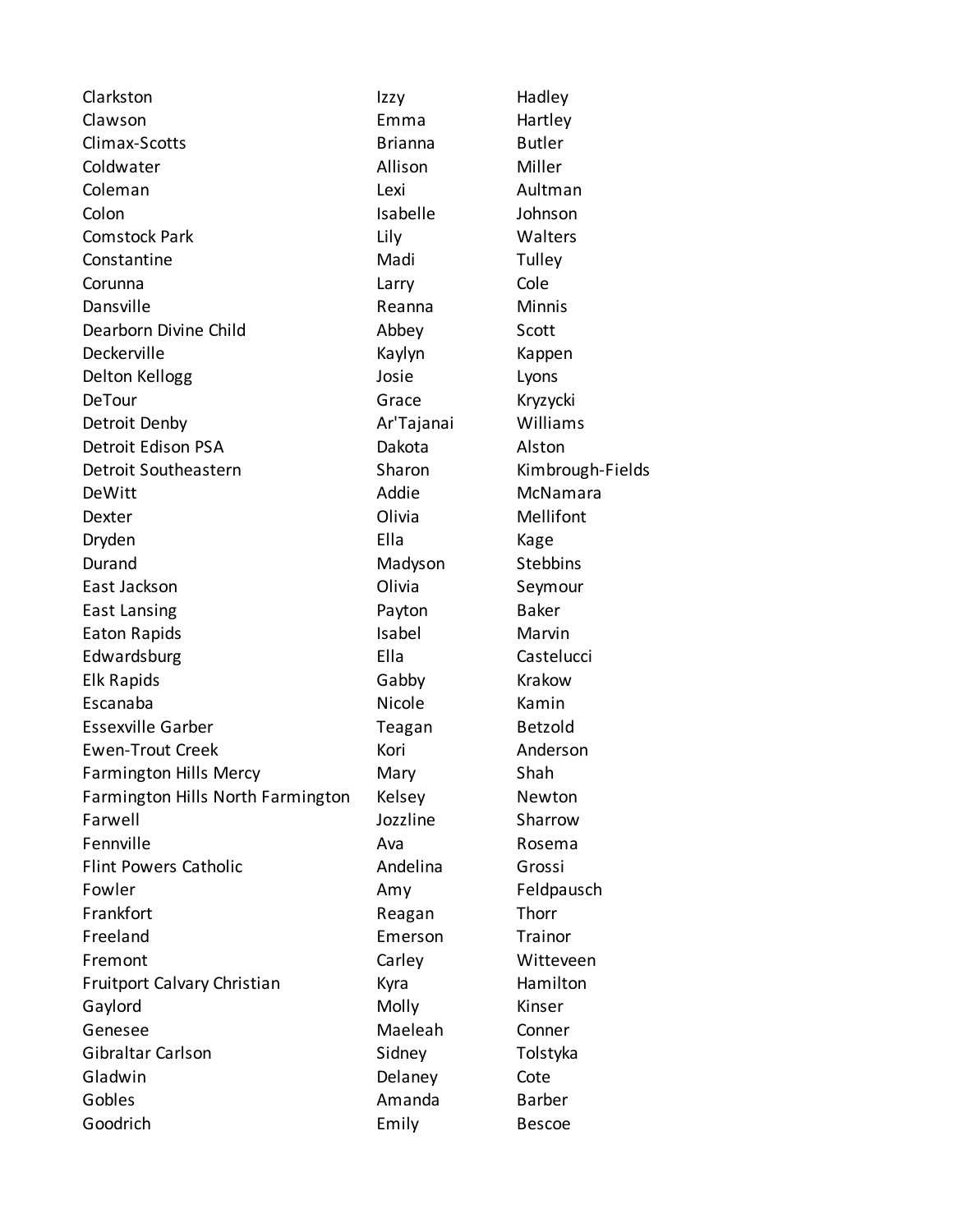| | | |
|---|---|---|
| Clarkston | Izzy | Hadley |
| Clawson | Emma | Hartley |
| Climax-Scotts | Brianna | Butler |
| Coldwater | Allison | Miller |
| Coleman | Lexi | Aultman |
| Colon | Isabelle | Johnson |
| Comstock Park | Lily | Walters |
| Constantine | Madi | Tulley |
| Corunna | Larry | Cole |
| Dansville | Reanna | Minnis |
| Dearborn Divine Child | Abbey | Scott |
| Deckerville | Kaylyn | Kappen |
| Delton Kellogg | Josie | Lyons |
| DeTour | Grace | Kryzycki |
| Detroit Denby | Ar'Tajanai | Williams |
| Detroit Edison PSA | Dakota | Alston |
| Detroit Southeastern | Sharon | Kimbrough-Fields |
| DeWitt | Addie | McNamara |
| Dexter | Olivia | Mellifont |
| Dryden | Ella | Kage |
| Durand | Madyson | Stebbins |
| East Jackson | Olivia | Seymour |
| East Lansing | Payton | Baker |
| Eaton Rapids | Isabel | Marvin |
| Edwardsburg | Ella | Castelucci |
| Elk Rapids | Gabby | Krakow |
| Escanaba | Nicole | Kamin |
| Essexville Garber | Teagan | Betzold |
| Ewen-Trout Creek | Kori | Anderson |
| Farmington Hills Mercy | Mary | Shah |
| Farmington Hills North Farmington | Kelsey | Newton |
| Farwell | Jozzline | Sharrow |
| Fennville | Ava | Rosema |
| Flint Powers Catholic | Andelina | Grossi |
| Fowler | Amy | Feldpausch |
| Frankfort | Reagan | Thorr |
| Freeland | Emerson | Trainor |
| Fremont | Carley | Witteveen |
| Fruitport Calvary Christian | Kyra | Hamilton |
| Gaylord | Molly | Kinser |
| Genesee | Maeleah | Conner |
| Gibraltar Carlson | Sidney | Tolstyka |
| Gladwin | Delaney | Cote |
| Gobles | Amanda | Barber |
| Goodrich | Emily | Bescoe |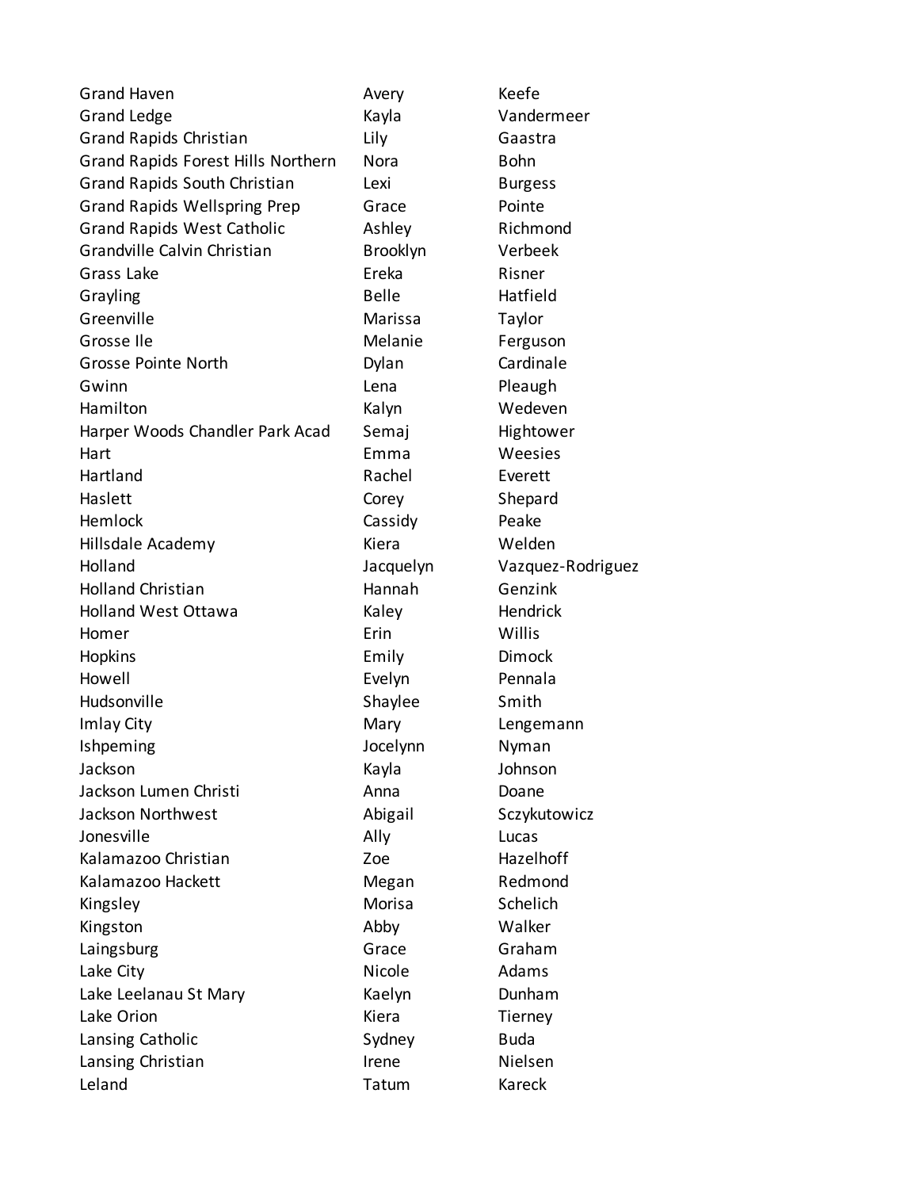| | | |
|---|---|---|
| Grand Haven | Avery | Keefe |
| Grand Ledge | Kayla | Vandermeer |
| Grand Rapids Christian | Lily | Gaastra |
| Grand Rapids Forest Hills Northern | Nora | Bohn |
| Grand Rapids South Christian | Lexi | Burgess |
| Grand Rapids Wellspring Prep | Grace | Pointe |
| Grand Rapids West Catholic | Ashley | Richmond |
| Grandville Calvin Christian | Brooklyn | Verbeek |
| Grass Lake | Ereka | Risner |
| Grayling | Belle | Hatfield |
| Greenville | Marissa | Taylor |
| Grosse Ile | Melanie | Ferguson |
| Grosse Pointe North | Dylan | Cardinale |
| Gwinn | Lena | Pleaugh |
| Hamilton | Kalyn | Wedeven |
| Harper Woods Chandler Park Acad | Semaj | Hightower |
| Hart | Emma | Weesies |
| Hartland | Rachel | Everett |
| Haslett | Corey | Shepard |
| Hemlock | Cassidy | Peake |
| Hillsdale Academy | Kiera | Welden |
| Holland | Jacquelyn | Vazquez-Rodriguez |
| Holland Christian | Hannah | Genzink |
| Holland West Ottawa | Kaley | Hendrick |
| Homer | Erin | Willis |
| Hopkins | Emily | Dimock |
| Howell | Evelyn | Pennala |
| Hudsonville | Shaylee | Smith |
| Imlay City | Mary | Lengemann |
| Ishpeming | Jocelynn | Nyman |
| Jackson | Kayla | Johnson |
| Jackson Lumen Christi | Anna | Doane |
| Jackson Northwest | Abigail | Sczykutowicz |
| Jonesville | Ally | Lucas |
| Kalamazoo Christian | Zoe | Hazelhoff |
| Kalamazoo Hackett | Megan | Redmond |
| Kingsley | Morisa | Schelich |
| Kingston | Abby | Walker |
| Laingsburg | Grace | Graham |
| Lake City | Nicole | Adams |
| Lake Leelanau St Mary | Kaelyn | Dunham |
| Lake Orion | Kiera | Tierney |
| Lansing Catholic | Sydney | Buda |
| Lansing Christian | Irene | Nielsen |
| Leland | Tatum | Kareck |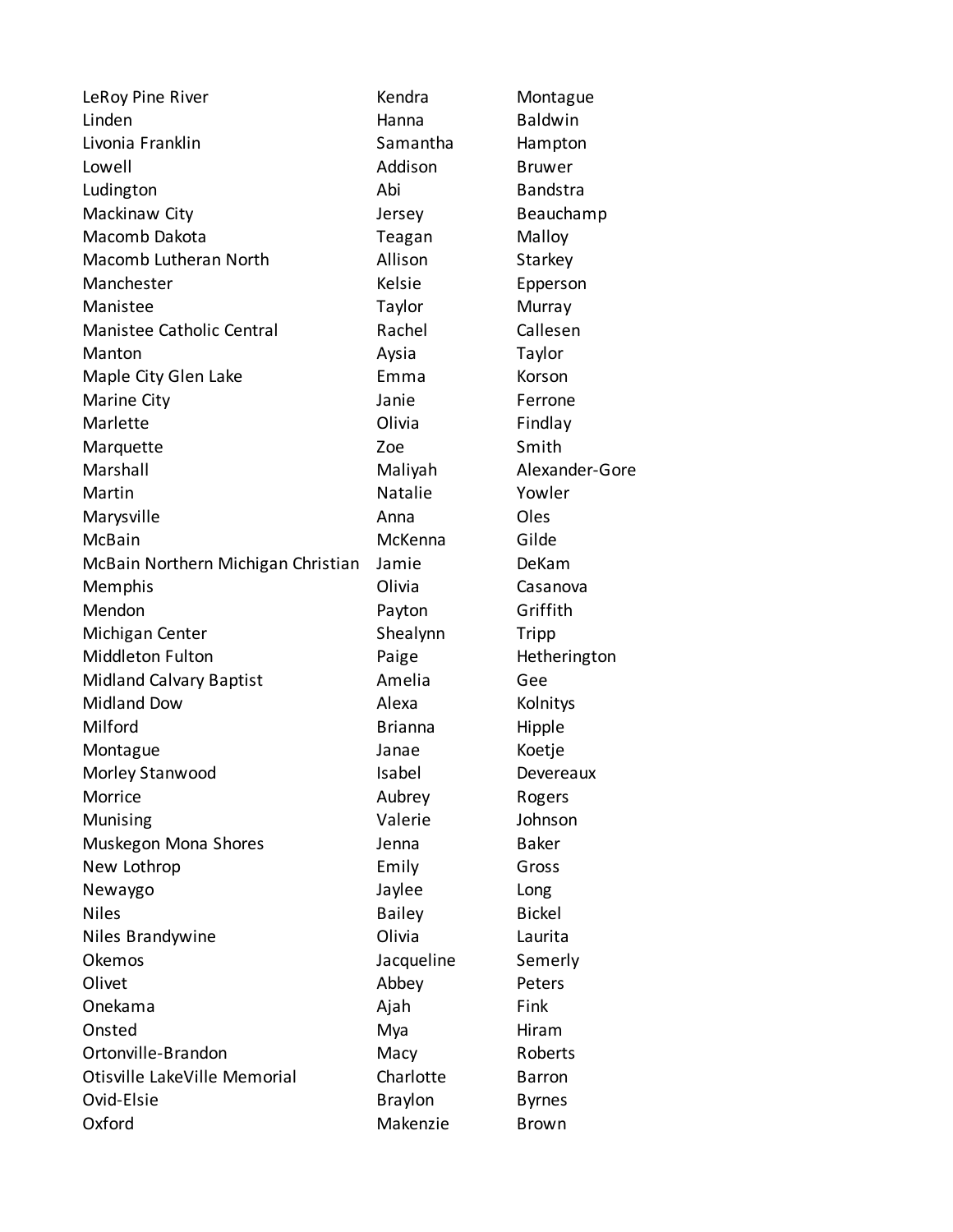| | | |
|---|---|---|
| LeRoy Pine River | Kendra | Montague |
| Linden | Hanna | Baldwin |
| Livonia Franklin | Samantha | Hampton |
| Lowell | Addison | Bruwer |
| Ludington | Abi | Bandstra |
| Mackinaw City | Jersey | Beauchamp |
| Macomb Dakota | Teagan | Malloy |
| Macomb Lutheran North | Allison | Starkey |
| Manchester | Kelsie | Epperson |
| Manistee | Taylor | Murray |
| Manistee Catholic Central | Rachel | Callesen |
| Manton | Aysia | Taylor |
| Maple City Glen Lake | Emma | Korson |
| Marine City | Janie | Ferrone |
| Marlette | Olivia | Findlay |
| Marquette | Zoe | Smith |
| Marshall | Maliyah | Alexander-Gore |
| Martin | Natalie | Yowler |
| Marysville | Anna | Oles |
| McBain | McKenna | Gilde |
| McBain Northern Michigan Christian | Jamie | DeKam |
| Memphis | Olivia | Casanova |
| Mendon | Payton | Griffith |
| Michigan Center | Shealynn | Tripp |
| Middleton Fulton | Paige | Hetherington |
| Midland Calvary Baptist | Amelia | Gee |
| Midland Dow | Alexa | Kolnitys |
| Milford | Brianna | Hipple |
| Montague | Janae | Koetje |
| Morley Stanwood | Isabel | Devereaux |
| Morrice | Aubrey | Rogers |
| Munising | Valerie | Johnson |
| Muskegon Mona Shores | Jenna | Baker |
| New Lothrop | Emily | Gross |
| Newaygo | Jaylee | Long |
| Niles | Bailey | Bickel |
| Niles Brandywine | Olivia | Laurita |
| Okemos | Jacqueline | Semerly |
| Olivet | Abbey | Peters |
| Onekama | Ajah | Fink |
| Onsted | Mya | Hiram |
| Ortonville-Brandon | Macy | Roberts |
| Otisville LakeVille Memorial | Charlotte | Barron |
| Ovid-Elsie | Braylon | Byrnes |
| Oxford | Makenzie | Brown |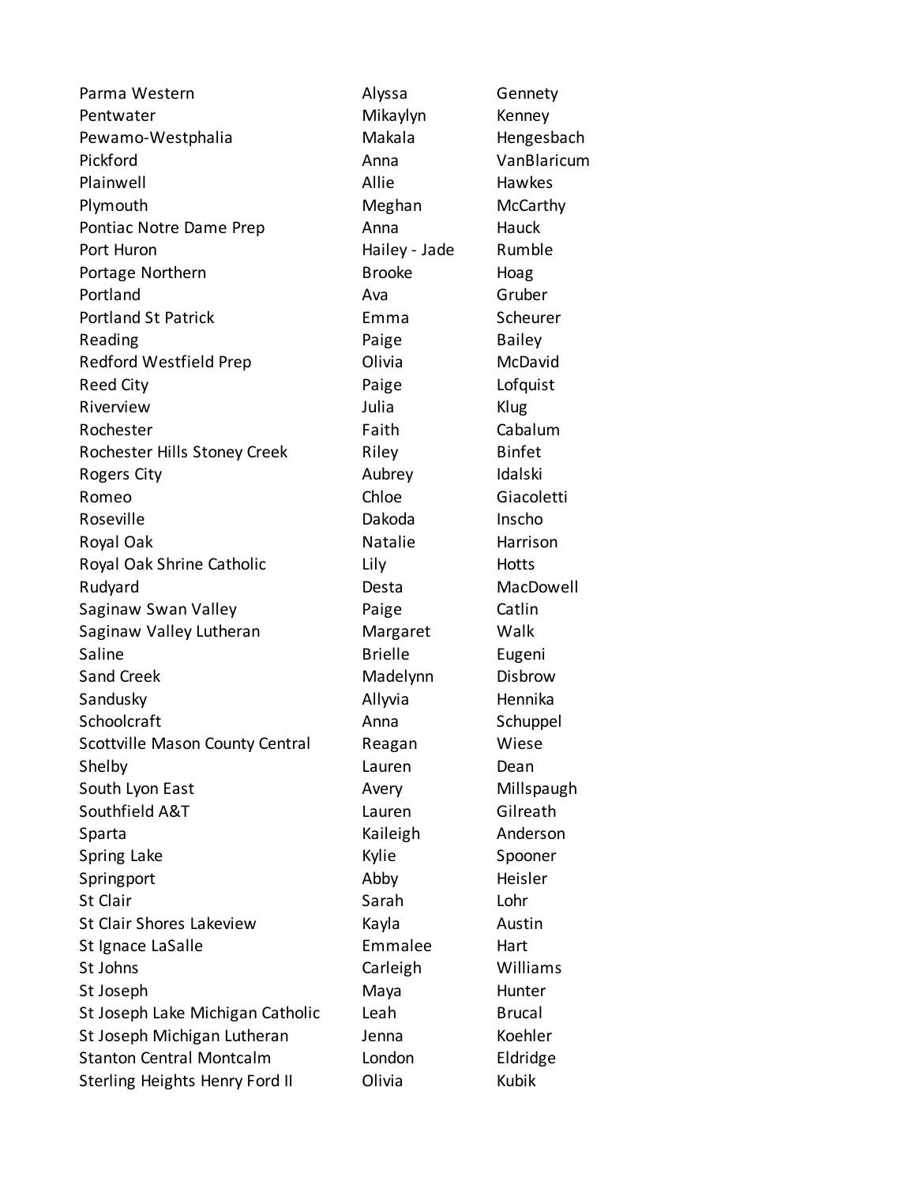| | | |
|---|---|---|
| Parma Western | Alyssa | Gennety |
| Pentwater | Mikaylyn | Kenney |
| Pewamo-Westphalia | Makala | Hengesbach |
| Pickford | Anna | VanBlaricum |
| Plainwell | Allie | Hawkes |
| Plymouth | Meghan | McCarthy |
| Pontiac Notre Dame Prep | Anna | Hauck |
| Port Huron | Hailey - Jade | Rumble |
| Portage Northern | Brooke | Hoag |
| Portland | Ava | Gruber |
| Portland St Patrick | Emma | Scheurer |
| Reading | Paige | Bailey |
| Redford Westfield Prep | Olivia | McDavid |
| Reed City | Paige | Lofquist |
| Riverview | Julia | Klug |
| Rochester | Faith | Cabalum |
| Rochester Hills Stoney Creek | Riley | Binfet |
| Rogers City | Aubrey | Idalski |
| Romeo | Chloe | Giacoletti |
| Roseville | Dakoda | Inscho |
| Royal Oak | Natalie | Harrison |
| Royal Oak Shrine Catholic | Lily | Hotts |
| Rudyard | Desta | MacDowell |
| Saginaw Swan Valley | Paige | Catlin |
| Saginaw Valley Lutheran | Margaret | Walk |
| Saline | Brielle | Eugeni |
| Sand Creek | Madelynn | Disbrow |
| Sandusky | Allyvia | Hennika |
| Schoolcraft | Anna | Schuppel |
| Scottville Mason County Central | Reagan | Wiese |
| Shelby | Lauren | Dean |
| South Lyon East | Avery | Millspaugh |
| Southfield A&T | Lauren | Gilreath |
| Sparta | Kaileigh | Anderson |
| Spring Lake | Kylie | Spooner |
| Springport | Abby | Heisler |
| St Clair | Sarah | Lohr |
| St Clair Shores Lakeview | Kayla | Austin |
| St Ignace LaSalle | Emmalee | Hart |
| St Johns | Carleigh | Williams |
| St Joseph | Maya | Hunter |
| St Joseph Lake Michigan Catholic | Leah | Brucal |
| St Joseph Michigan Lutheran | Jenna | Koehler |
| Stanton Central Montcalm | London | Eldridge |
| Sterling Heights Henry Ford II | Olivia | Kubik |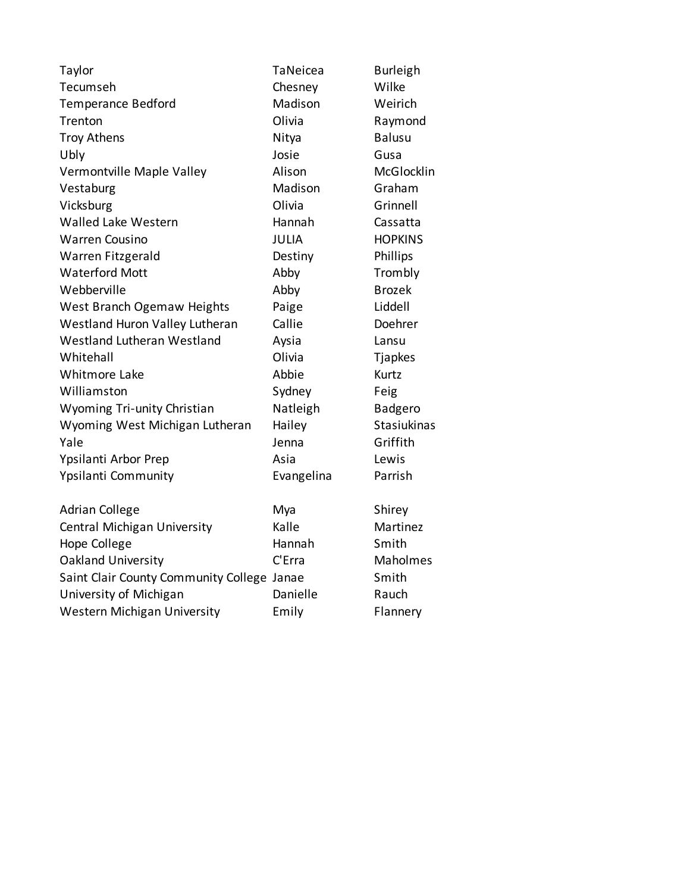| | | |
|---|---|---|
| Taylor | TaNeicea | Burleigh |
| Tecumseh | Chesney | Wilke |
| Temperance Bedford | Madison | Weirich |
| Trenton | Olivia | Raymond |
| Troy Athens | Nitya | Balusu |
| Ubly | Josie | Gusa |
| Vermontville Maple Valley | Alison | McGlocklin |
| Vestaburg | Madison | Graham |
| Vicksburg | Olivia | Grinnell |
| Walled Lake Western | Hannah | Cassatta |
| Warren Cousino | JULIA | HOPKINS |
| Warren Fitzgerald | Destiny | Phillips |
| Waterford Mott | Abby | Trombly |
| Webberville | Abby | Brozek |
| West Branch Ogemaw Heights | Paige | Liddell |
| Westland Huron Valley Lutheran | Callie | Doehrer |
| Westland Lutheran Westland | Aysia | Lansu |
| Whitehall | Olivia | Tjapkes |
| Whitmore Lake | Abbie | Kurtz |
| Williamston | Sydney | Feig |
| Wyoming Tri-unity Christian | Natleigh | Badgero |
| Wyoming West Michigan Lutheran | Hailey | Stasiukinas |
| Yale | Jenna | Griffith |
| Ypsilanti Arbor Prep | Asia | Lewis |
| Ypsilanti Community | Evangelina | Parrish |
| | | |
| Adrian College | Mya | Shirey |
| Central Michigan University | Kalle | Martinez |
| Hope College | Hannah | Smith |
| Oakland University | C'Erra | Maholmes |
| Saint Clair County Community College | Janae | Smith |
| University of Michigan | Danielle | Rauch |
| Western Michigan University | Emily | Flannery |